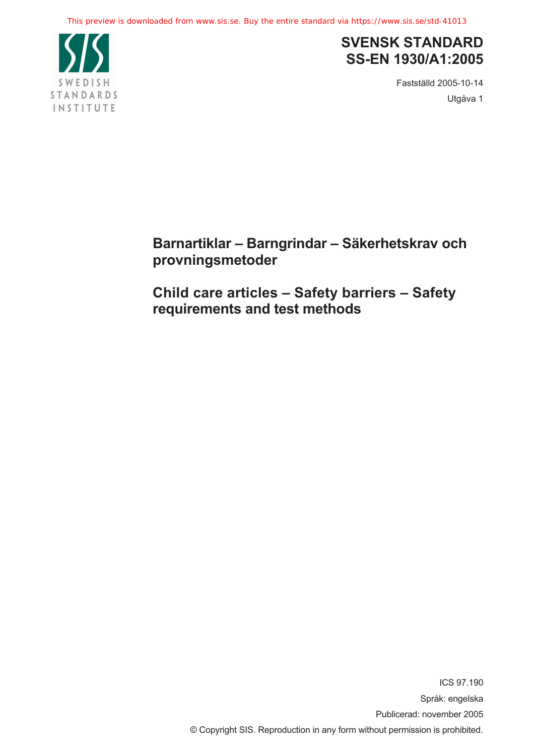This preview is downloaded from www.sis.se. Buy the entire standard via https://www.sis.se/std-41013

SWEDISH STANDARDS INSTITUTE

# SVENSK STANDARD
# SS-EN 1930/A1:2005

Fastställd 2005-10-14

Utgåva 1

## Barnartiklar – Barngrindar – Säkerhetskrav och provningsmetoder

## Child care articles – Safety barriers – Safety requirements and test methods

ICS 97.190

Språk: engelska

Publicerad: november 2005

© Copyright SIS. Reproduction in any form without permission is prohibited.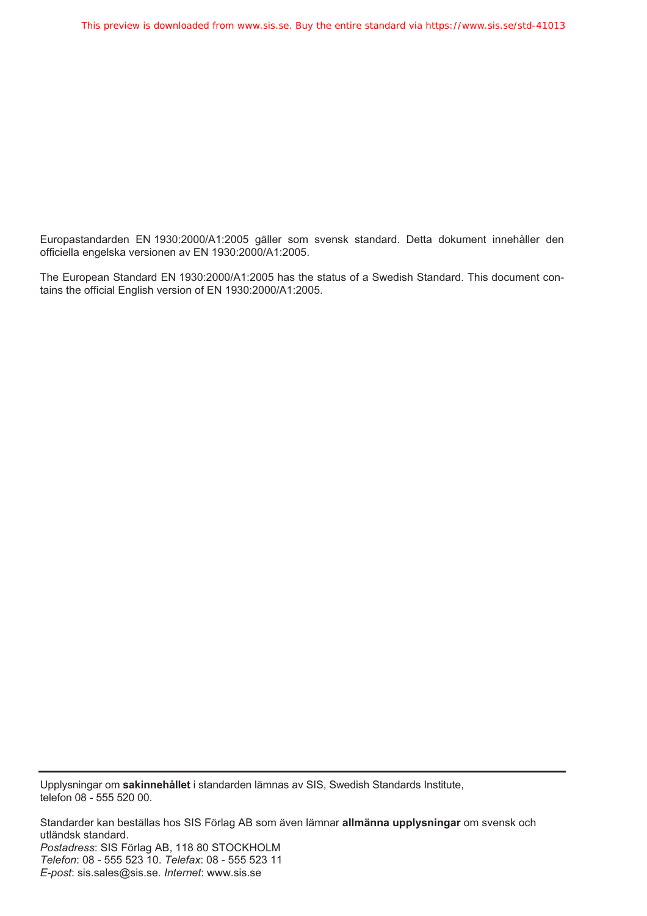Europastandarden EN 1930:2000/A1:2005 gäller som svensk standard. Detta dokument innehåller den officiella engelska versionen av EN 1930:2000/A1:2005.

The European Standard EN 1930:2000/A1:2005 has the status of a Swedish Standard. This document contains the official English version of EN 1930:2000/A1:2005.

---

Upplysningar om **sakinnehållet** i standarden lämnas av SIS, Swedish Standards Institute, telefon 08 - 555 520 00.

Standarder kan beställas hos SIS Förlag AB som även lämnar **allmänna upplysningar** om svensk och utländsk standard.
*Postadress*: SIS Förlag AB, 118 80 STOCKHOLM
*Telefon*: 08 - 555 523 10. *Telefax*: 08 - 555 523 11
*E-post*: sis.sales@sis.se. *Internet*: www.sis.se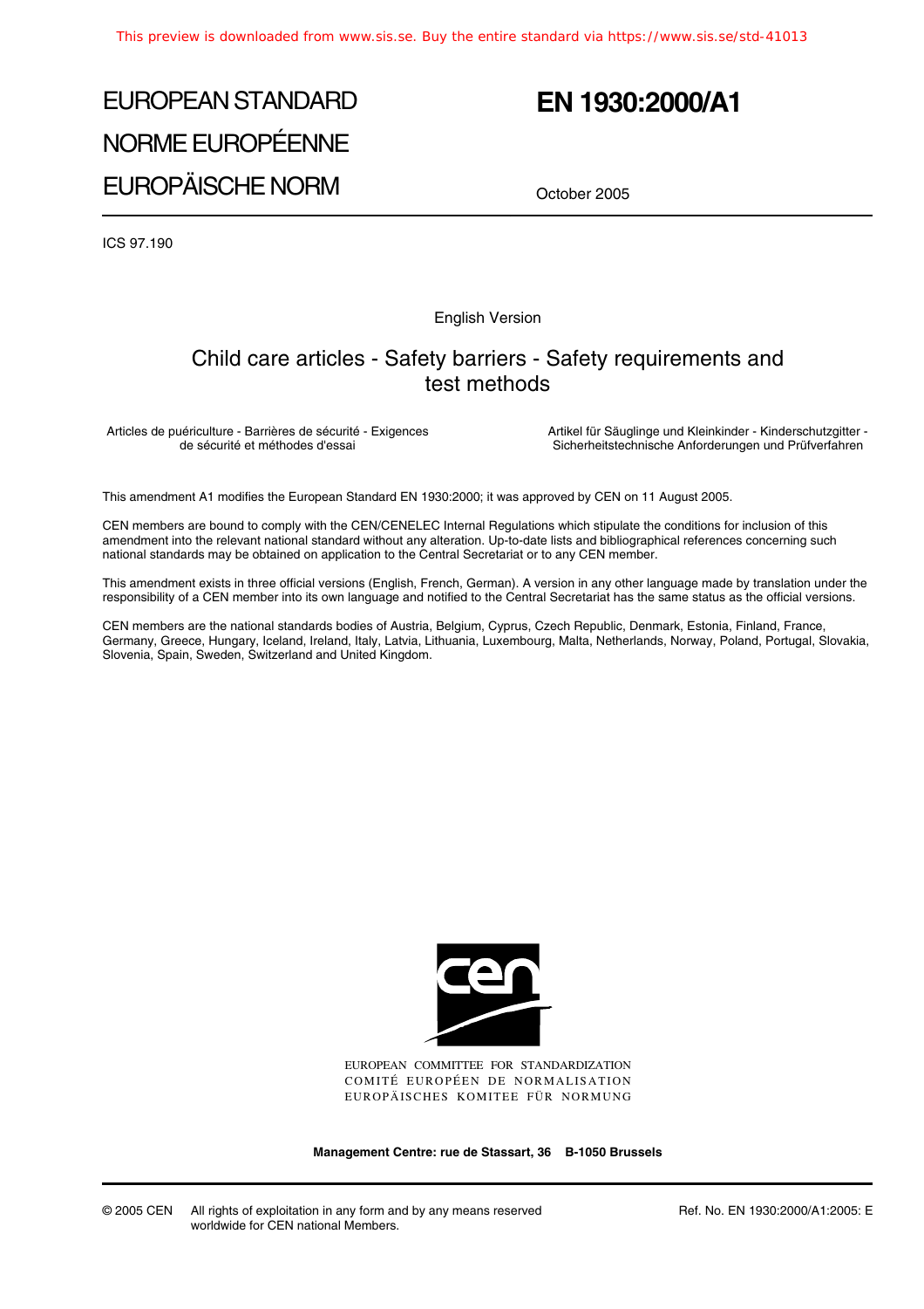EUROPEAN STANDARD

NORME EUROPÉENNE

EUROPÄISCHE NORM

# EN 1930:2000/A1

October 2005

ICS 97.190

English Version

## Child care articles - Safety barriers - Safety requirements and test methods

Articles de puériculture - Barrières de sécurité - Exigences de sécurité et méthodes d'essai

Artikel für Säuglinge und Kleinkinder - Kinderschutzgitter - Sicherheitstechnische Anforderungen und Prüfverfahren

This amendment A1 modifies the European Standard EN 1930:2000; it was approved by CEN on 11 August 2005.

CEN members are bound to comply with the CEN/CENELEC Internal Regulations which stipulate the conditions for inclusion of this amendment into the relevant national standard without any alteration. Up-to-date lists and bibliographical references concerning such national standards may be obtained on application to the Central Secretariat or to any CEN member.

This amendment exists in three official versions (English, French, German). A version in any other language made by translation under the responsibility of a CEN member into its own language and notified to the Central Secretariat has the same status as the official versions.

CEN members are the national standards bodies of Austria, Belgium, Cyprus, Czech Republic, Denmark, Estonia, Finland, France, Germany, Greece, Hungary, Iceland, Ireland, Italy, Latvia, Lithuania, Luxembourg, Malta, Netherlands, Norway, Poland, Portugal, Slovakia, Slovenia, Spain, Sweden, Switzerland and United Kingdom.

EUROPEAN COMMITTEE FOR STANDARDIZATION
COMITÉ EUROPÉEN DE NORMALISATION
EUROPÄISCHES KOMITEE FÜR NORMUNG

**Management Centre: rue de Stassart, 36 B-1050 Brussels**

© 2005 CEN All rights of exploitation in any form and by any means reserved worldwide for CEN national Members.

Ref. No. EN 1930:2000/A1:2005: E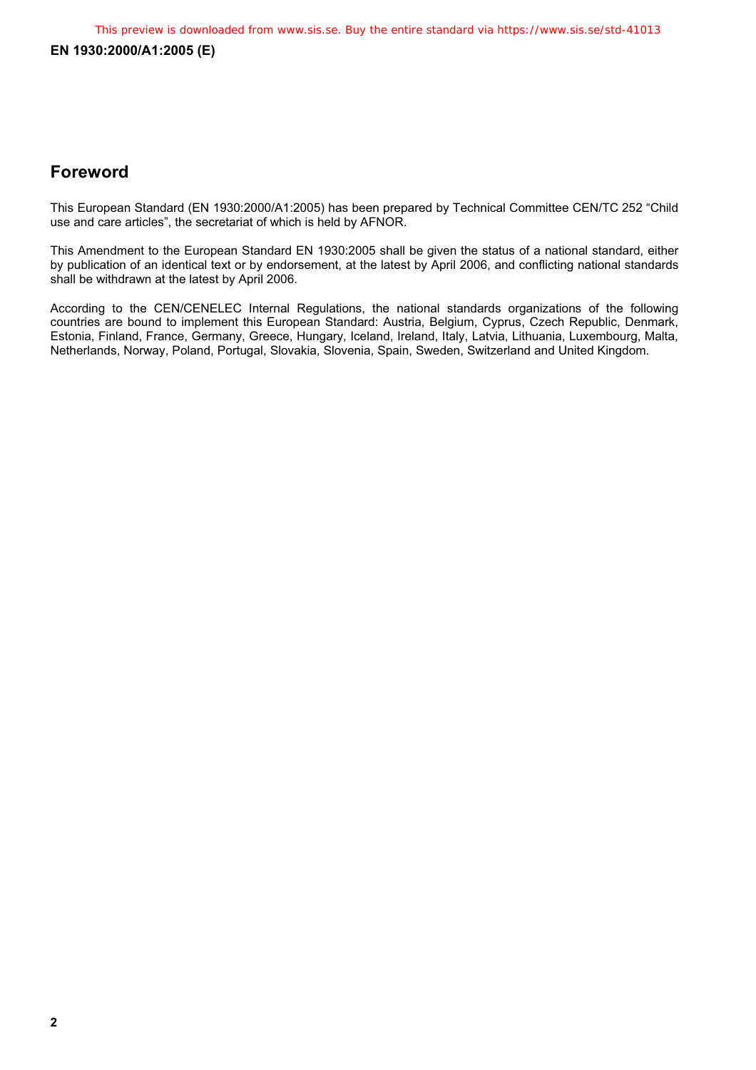## Foreword

This European Standard (EN 1930:2000/A1:2005) has been prepared by Technical Committee CEN/TC 252 “Child use and care articles”, the secretariat of which is held by AFNOR.

This Amendment to the European Standard EN 1930:2005 shall be given the status of a national standard, either by publication of an identical text or by endorsement, at the latest by April 2006, and conflicting national standards shall be withdrawn at the latest by April 2006.

According to the CEN/CENELEC Internal Regulations, the national standards organizations of the following countries are bound to implement this European Standard: Austria, Belgium, Cyprus, Czech Republic, Denmark, Estonia, Finland, France, Germany, Greece, Hungary, Iceland, Ireland, Italy, Latvia, Lithuania, Luxembourg, Malta, Netherlands, Norway, Poland, Portugal, Slovakia, Slovenia, Spain, Sweden, Switzerland and United Kingdom.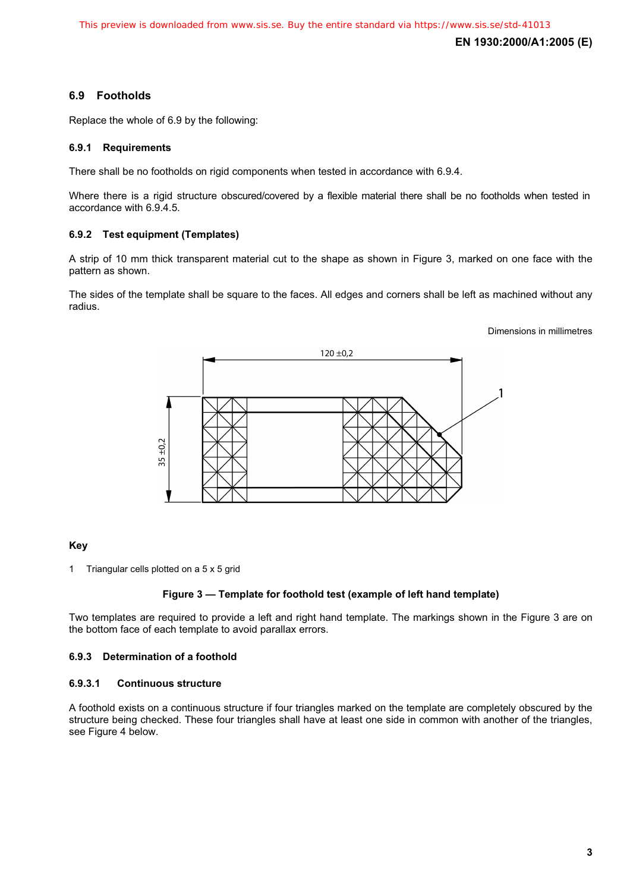### 6.9 Footholds

Replace the whole of 6.9 by the following:

#### 6.9.1 Requirements

There shall be no footholds on rigid components when tested in accordance with 6.9.4.

Where there is a rigid structure obscured/covered by a flexible material there shall be no footholds when tested in accordance with 6.9.4.5.

#### 6.9.2 Test equipment (Templates)

A strip of 10 mm thick transparent material cut to the shape as shown in Figure 3, marked on one face with the pattern as shown.

The sides of the template shall be square to the faces. All edges and corners shall be left as machined without any radius.

Dimensions in millimetres

**Key**

1 Triangular cells plotted on a 5 x 5 grid

**Figure 3 — Template for foothold test (example of left hand template)**

Two templates are required to provide a left and right hand template. The markings shown in the Figure 3 are on the bottom face of each template to avoid parallax errors.

#### 6.9.3 Determination of a foothold

##### 6.9.3.1 Continuous structure

A foothold exists on a continuous structure if four triangles marked on the template are completely obscured by the structure being checked. These four triangles shall have at least one side in common with another of the triangles, see Figure 4 below.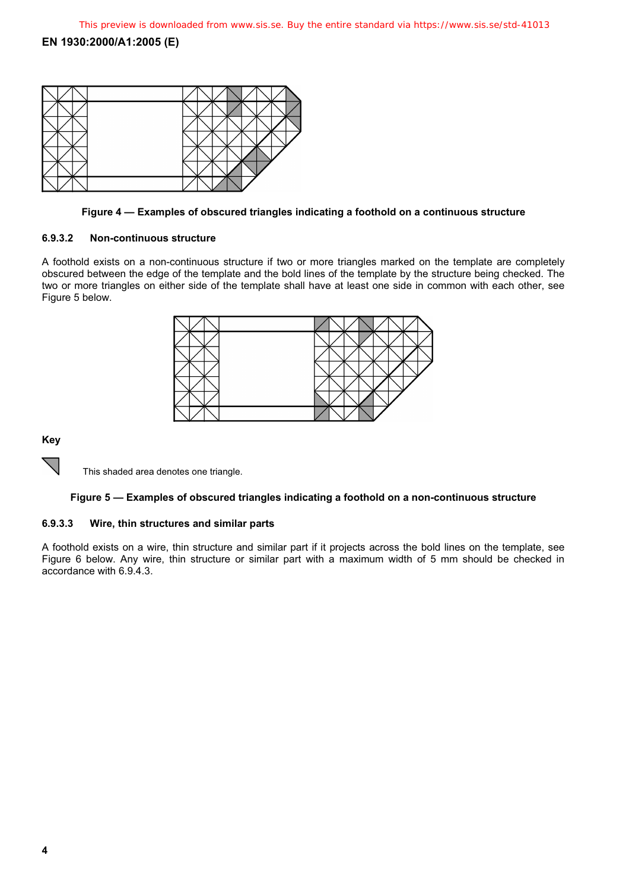Figure 4 — Examples of obscured triangles indicating a foothold on a continuous structure

#### 6.9.3.2 Non-continuous structure

A foothold exists on a non-continuous structure if two or more triangles marked on the template are completely obscured between the edge of the template and the bold lines of the template by the structure being checked. The two or more triangles on either side of the template shall have at least one side in common with each other, see Figure 5 below.

**Key**

This shaded area denotes one triangle.

Figure 5 — Examples of obscured triangles indicating a foothold on a non-continuous structure

#### 6.9.3.3 Wire, thin structures and similar parts

A foothold exists on a wire, thin structure and similar part if it projects across the bold lines on the template, see Figure 6 below. Any wire, thin structure or similar part with a maximum width of 5 mm should be checked in accordance with 6.9.4.3.